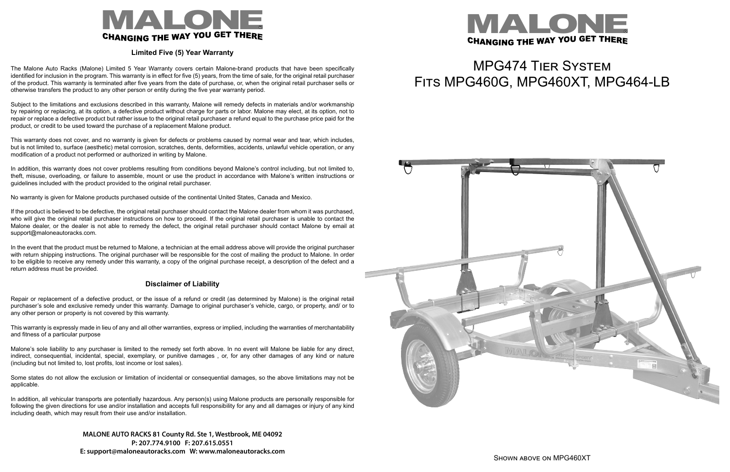# MALONE

CHANGING THE WAY YOU GET THERE

### Limited Five (5) Year Warranty

The Malone Auto Racks (Malone) Limited 5 Year Warranty covers certain Malone-brand products that have been specifically identified for inclusion in the program. This warranty is in effect for five (5) years, from the time of sale, for the original retail purchaser of the product. This warranty is terminated after five years from the date of purchase, or, when the original retail purchaser sells or otherwise transfers the product to any other person or entity during the five year warranty period.

Subject to the limitations and exclusions described in this warranty, Malone will remedy defects in materials and/or workmanship by repairing or replacing, at its option, a defective product without charge for parts or labor. Malone may elect, at its option, not to repair or replace a defective product but rather issue to the original retail purchaser a refund equal to the purchase price paid for the product, or credit to be used toward the purchase of a replacement Malone product.

This warranty does not cover, and no warranty is given for defects or problems caused by normal wear and tear, which includes, but is not limited to, surface (aesthetic) metal corrosion, scratches, dents, deformities, accidents, unlawful vehicle operation, or any modification of a product not performed or authorized in writing by Malone.

In addition, this warranty does not cover problems resulting from conditions beyond Malone's control including, but not limited to, theft, misuse, overloading, or failure to assemble, mount or use the product in accordance with Malone's written instructions or guidelines included with the product provided to the original retail purchaser.

No warranty is given for Malone products purchased outside of the continental United States, Canada and Mexico.

If the product is believed to be defective, the original retail purchaser should contact the Malone dealer from whom it was purchased, who will give the original retail purchaser instructions on how to proceed. If the original retail purchaser is unable to contact the Malone dealer, or the dealer is not able to remedy the defect, the original retail purchaser should contact Malone by email at support@maloneautoracks.com.

In the event that the product must be returned to Malone, a technician at the email address above will provide the original purchaser with return shipping instructions. The original purchaser will be responsible for the cost of mailing the product to Malone. In order to be eligible to receive any remedy under this warranty, a copy of the original purchase receipt, a description of the defect and a return address must be provided.

### Disclaimer of Liability

Repair or replacement of a defective product, or the issue of a refund or credit (as determined by Malone) is the original retail purchaser's sole and exclusive remedy under this warranty. Damage to original purchaser's vehicle, cargo, or property, and/ or to any other person or property is not covered by this warranty.

This warranty is expressly made in lieu of any and all other warranties, express or implied, including the warranties of merchantability and fitness of a particular purpose

Malone's sole liability to any purchaser is limited to the remedy set forth above. In no event will Malone be liable for any direct, indirect, consequential, incidental, special, exemplary, or punitive damages , or, for any other damages of any kind or nature (including but not limited to, lost profits, lost income or lost sales).

Some states do not allow the exclusion or limitation of incidental or consequential damages, so the above limitations may not be applicable.

In addition, all vehicular transports are potentially hazardous. Any person(s) using Malone products are personally responsible for following the given directions for use and/or installation and accepts full responsibility for any and all damages or injury of any kind including death, which may result from their use and/or installation.

**MALONE AUTO RACKS 81 County Rd. Ste 1, Westbrook, ME 04092**
**P: 207.774.9100 F: 207.615.0551**
**E: support@maloneautoracks.com W: www.maloneautoracks.com**

# MALONE

CHANGING THE WAY YOU GET THERE

# MPG474 Tier System
# Fits MPG460G, MPG460XT, MPG464-LB

Shown above on MPG460XT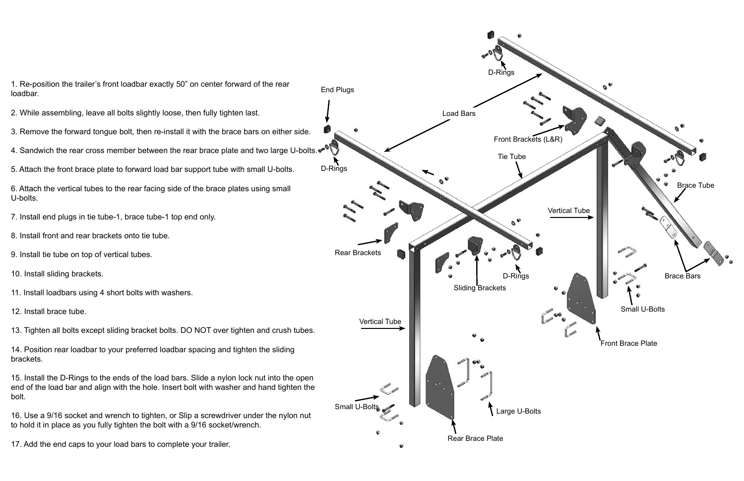1. Re-position the trailer's front loadbar exactly 50" on center forward of the rear loadbar.

2. While assembling, leave all bolts slightly loose, then fully tighten last.

3. Remove the forward tongue bolt, then re-install it with the brace bars on either side.

4. Sandwich the rear cross member between the rear brace plate and two large U-bolts.

5. Attach the front brace plate to forward load bar support tube with small U-bolts.

6. Attach the vertical tubes to the rear facing side of the brace plates using small U-bolts.

7. Install end plugs in tie tube-1, brace tube-1 top end only.

8. Install front and rear brackets onto tie tube.

9. Install tie tube on top of vertical tubes.

10. Install sliding brackets.

11. Install loadbars using 4 short bolts with washers.

12. Install brace tube.

13. Tighten all bolts except sliding bracket bolts. DO NOT over tighten and crush tubes.

14. Position rear loadbar to your preferred loadbar spacing and tighten the sliding brackets.

15. Install the D-Rings to the ends of the load bars. Slide a nylon lock nut into the open end of the load bar and align with the hole. Insert bolt with washer and hand tighten the bolt.

16. Use a 9/16 socket and wrench to tighten, or Slip a screwdriver under the nylon nut to hold it in place as you fully tighten the bolt with a 9/16 socket/wrench.

17. Add the end caps to your load bars to complete your trailer.

D-Rings

End Plugs

Load Bars

Front Brackets (L&R)

Tie Tube

D-Rings

Brace Tube

Vertical Tube

Rear Brackets

D-Rings

Brace Bars

Sliding Brackets

Small U-Bolts

Front Brace Plate

Vertical Tube

Small U-Bolts

Large U-Bolts

Rear Brace Plate